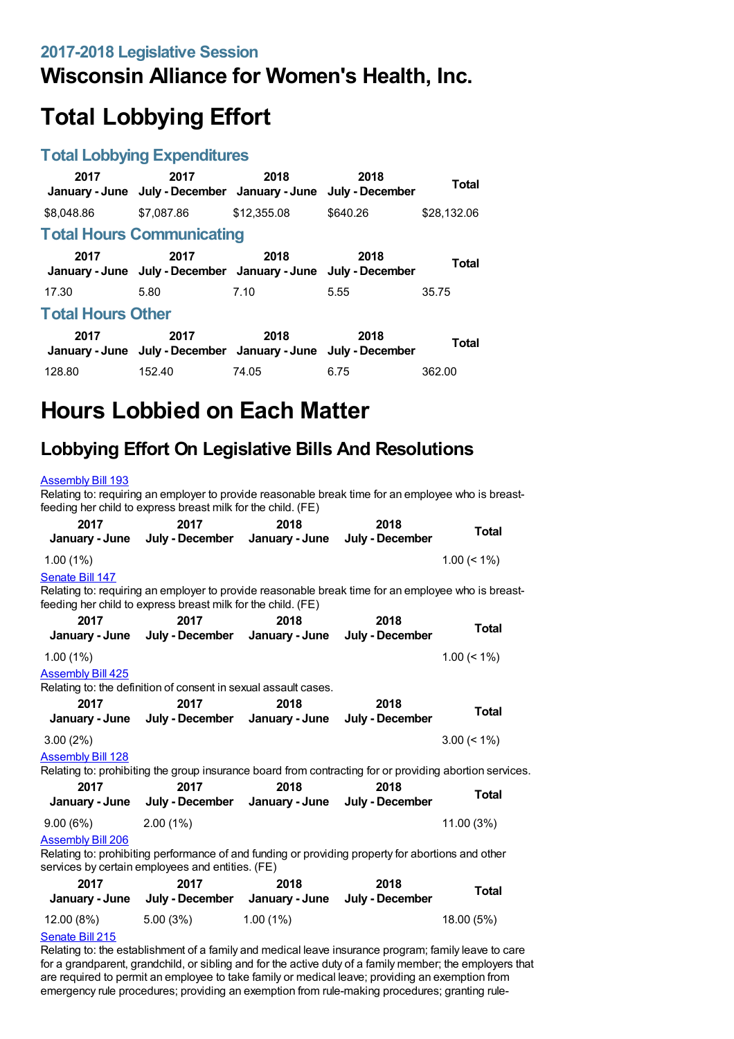### 2017-2018 Legislative Session

# Wisconsin Alliance for Women's Health, Inc.

# Total Lobbying Effort

### Total Lobbying Expenditures

| 2017 January - June | 2017 July - December | 2018 January - June | 2018 July - December | Total |
|---|---|---|---|---|
| $8,048.86 | $7,087.86 | $12,355.08 | $640.26 | $28,132.06 |

### Total Hours Communicating

| 2017 January - June | 2017 July - December | 2018 January - June | 2018 July - December | Total |
|---|---|---|---|---|
| 17.30 | 5.80 | 7.10 | 5.55 | 35.75 |

### Total Hours Other

| 2017 January - June | 2017 July - December | 2018 January - June | 2018 July - December | Total |
|---|---|---|---|---|
| 128.80 | 152.40 | 74.05 | 6.75 | 362.00 |

# Hours Lobbied on Each Matter

## Lobbying Effort On Legislative Bills And Resolutions

Assembly Bill 193

Relating to: requiring an employer to provide reasonable break time for an employee who is breast-feeding her child to express breast milk for the child. (FE)

| 2017 January - June | 2017 July - December | 2018 January - June | 2018 July - December | Total |
|---|---|---|---|---|
| 1.00 (1%) | | | | 1.00 (< 1%) |

Senate Bill 147

Relating to: requiring an employer to provide reasonable break time for an employee who is breast-feeding her child to express breast milk for the child. (FE)

| 2017 January - June | 2017 July - December | 2018 January - June | 2018 July - December | Total |
|---|---|---|---|---|
| 1.00 (1%) | | | | 1.00 (< 1%) |

Assembly Bill 425

Relating to: the definition of consent in sexual assault cases.

| 2017 January - June | 2017 July - December | 2018 January - June | 2018 July - December | Total |
|---|---|---|---|---|
| 3.00 (2%) | | | | 3.00 (< 1%) |

Assembly Bill 128

Relating to: prohibiting the group insurance board from contracting for or providing abortion services.

| 2017 January - June | 2017 July - December | 2018 January - June | 2018 July - December | Total |
|---|---|---|---|---|
| 9.00 (6%) | 2.00 (1%) | | | 11.00 (3%) |

Assembly Bill 206

Relating to: prohibiting performance of and funding or providing property for abortions and other services by certain employees and entities. (FE)

| 2017 January - June | 2017 July - December | 2018 January - June | 2018 July - December | Total |
|---|---|---|---|---|
| 12.00 (8%) | 5.00 (3%) | 1.00 (1%) | | 18.00 (5%) |

Senate Bill 215

Relating to: the establishment of a family and medical leave insurance program; family leave to care for a grandparent, grandchild, or sibling and for the active duty of a family member; the employers that are required to permit an employee to take family or medical leave; providing an exemption from emergency rule procedures; providing an exemption from rule-making procedures; granting rule-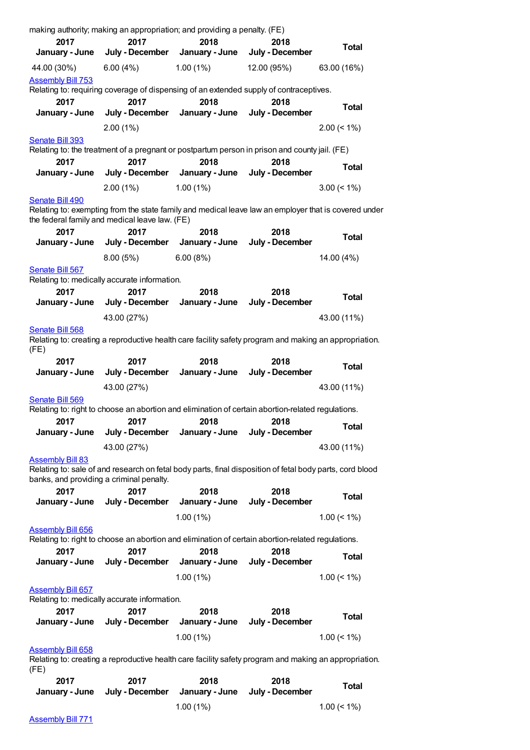making authority; making an appropriation; and providing a penalty. (FE)

| 2017 January - June | 2017 July - December | 2018 January - June | 2018 July - December | Total |
|---|---|---|---|---|
| 44.00 (30%) | 6.00 (4%) | 1.00 (1%) | 12.00 (95%) | 63.00 (16%) |

Assembly Bill 753

Relating to: requiring coverage of dispensing of an extended supply of contraceptives.

| 2017 January - June | 2017 July - December | 2018 January - June | 2018 July - December | Total |
|---|---|---|---|---|
| | 2.00 (1%) | | | 2.00 (< 1%) |

Senate Bill 393

Relating to: the treatment of a pregnant or postpartum person in prison and county jail. (FE)

| 2017 January - June | 2017 July - December | 2018 January - June | 2018 July - December | Total |
|---|---|---|---|---|
| | 2.00 (1%) | 1.00 (1%) | | 3.00 (< 1%) |

Senate Bill 490

Relating to: exempting from the state family and medical leave law an employer that is covered under the federal family and medical leave law. (FE)

| 2017 January - June | 2017 July - December | 2018 January - June | 2018 July - December | Total |
|---|---|---|---|---|
| | 8.00 (5%) | 6.00 (8%) | | 14.00 (4%) |

Senate Bill 567

Relating to: medically accurate information.

| 2017 January - June | 2017 July - December | 2018 January - June | 2018 July - December | Total |
|---|---|---|---|---|
| | 43.00 (27%) | | | 43.00 (11%) |

Senate Bill 568

Relating to: creating a reproductive health care facility safety program and making an appropriation. (FE)

| 2017 January - June | 2017 July - December | 2018 January - June | 2018 July - December | Total |
|---|---|---|---|---|
| | 43.00 (27%) | | | 43.00 (11%) |

Senate Bill 569

Relating to: right to choose an abortion and elimination of certain abortion-related regulations.

| 2017 January - June | 2017 July - December | 2018 January - June | 2018 July - December | Total |
|---|---|---|---|---|
| | 43.00 (27%) | | | 43.00 (11%) |

Assembly Bill 83

Relating to: sale of and research on fetal body parts, final disposition of fetal body parts, cord blood banks, and providing a criminal penalty.

| 2017 January - June | 2017 July - December | 2018 January - June | 2018 July - December | Total |
|---|---|---|---|---|
| | | 1.00 (1%) | | 1.00 (< 1%) |

Assembly Bill 656

Relating to: right to choose an abortion and elimination of certain abortion-related regulations.

| 2017 January - June | 2017 July - December | 2018 January - June | 2018 July - December | Total |
|---|---|---|---|---|
| | | 1.00 (1%) | | 1.00 (< 1%) |

Assembly Bill 657

Relating to: medically accurate information.

| 2017 January - June | 2017 July - December | 2018 January - June | 2018 July - December | Total |
|---|---|---|---|---|
| | | 1.00 (1%) | | 1.00 (< 1%) |

Assembly Bill 658

Relating to: creating a reproductive health care facility safety program and making an appropriation. (FE)

| 2017 January - June | 2017 July - December | 2018 January - June | 2018 July - December | Total |
|---|---|---|---|---|
| | | 1.00 (1%) | | 1.00 (< 1%) |

Assembly Bill 771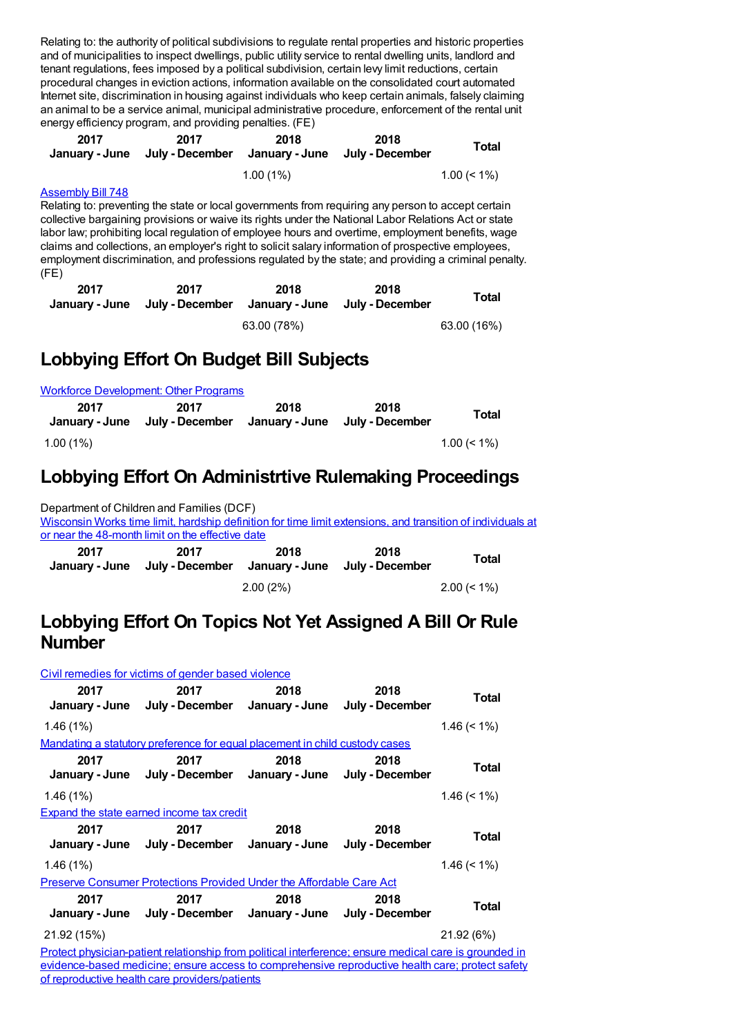Relating to: the authority of political subdivisions to regulate rental properties and historic properties and of municipalities to inspect dwellings, public utility service to rental dwelling units, landlord and tenant regulations, fees imposed by a political subdivision, certain levy limit reductions, certain procedural changes in eviction actions, information available on the consolidated court automated Internet site, discrimination in housing against individuals who keep certain animals, falsely claiming an animal to be a service animal, municipal administrative procedure, enforcement of the rental unit energy efficiency program, and providing penalties. (FE)

| 2017 January - June | 2017 July - December | 2018 January - June | 2018 July - December | Total |
|---|---|---|---|---|
| | | 1.00 (1%) | | 1.00 (< 1%) |

Assembly Bill 748

Relating to: preventing the state or local governments from requiring any person to accept certain collective bargaining provisions or waive its rights under the National Labor Relations Act or state labor law; prohibiting local regulation of employee hours and overtime, employment benefits, wage claims and collections, an employer's right to solicit salary information of prospective employees, employment discrimination, and professions regulated by the state; and providing a criminal penalty. (FE)

| 2017 January - June | 2017 July - December | 2018 January - June | 2018 July - December | Total |
|---|---|---|---|---|
| | | 63.00 (78%) | | 63.00 (16%) |

## Lobbying Effort On Budget Bill Subjects

Workforce Development: Other Programs

| 2017 January - June | 2017 July - December | 2018 January - June | 2018 July - December | Total |
|---|---|---|---|---|
| 1.00 (1%) | | | | 1.00 (< 1%) |

## Lobbying Effort On Administrtive Rulemaking Proceedings

Department of Children and Families (DCF)

Wisconsin Works time limit, hardship definition for time limit extensions, and transition of individuals at or near the 48-month limit on the effective date

| 2017 January - June | 2017 July - December | 2018 January - June | 2018 July - December | Total |
|---|---|---|---|---|
| | | 2.00 (2%) | | 2.00 (< 1%) |

## Lobbying Effort On Topics Not Yet Assigned A Bill Or Rule Number

Civil remedies for victims of gender based violence

| 2017 January - June | 2017 July - December | 2018 January - June | 2018 July - December | Total |
|---|---|---|---|---|
| 1.46 (1%) | | | | 1.46 (< 1%) |

Mandating a statutory preference for equal placement in child custody cases

| 2017 January - June | 2017 July - December | 2018 January - June | 2018 July - December | Total |
|---|---|---|---|---|
| 1.46 (1%) | | | | 1.46 (< 1%) |

Expand the state earned income tax credit

| 2017 January - June | 2017 July - December | 2018 January - June | 2018 July - December | Total |
|---|---|---|---|---|
| 1.46 (1%) | | | | 1.46 (< 1%) |

Preserve Consumer Protections Provided Under the Affordable Care Act

| 2017 January - June | 2017 July - December | 2018 January - June | 2018 July - December | Total |
|---|---|---|---|---|
| 21.92 (15%) | | | | 21.92 (6%) |

Protect physician-patient relationship from political interference; ensure medical care is grounded in evidence-based medicine; ensure access to comprehensive reproductive health care; protect safety of reproductive health care providers/patients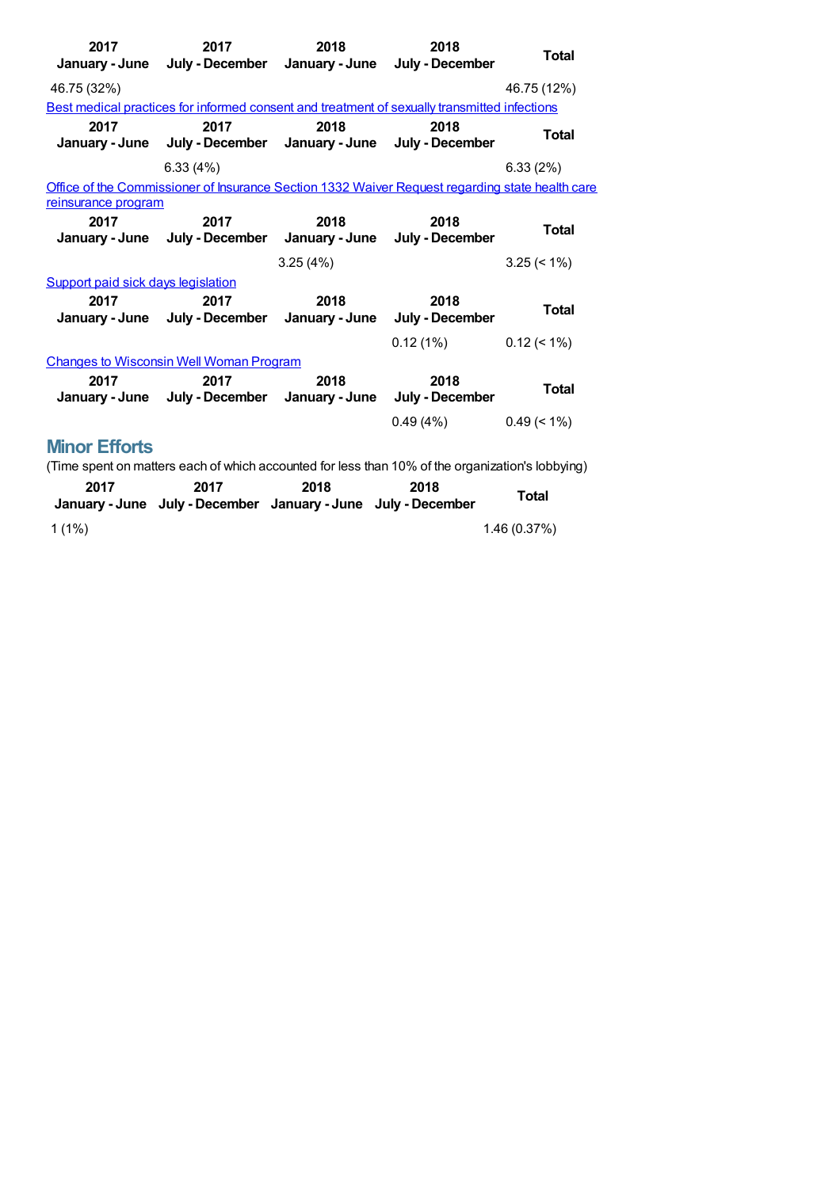| 2017 January - June | 2017 July - December | 2018 January - June | 2018 July - December | Total |
| --- | --- | --- | --- | --- |
| 46.75 (32%) | | | | 46.75 (12%) |

Best medical practices for informed consent and treatment of sexually transmitted infections

| 2017 January - June | 2017 July - December | 2018 January - June | 2018 July - December | Total |
| --- | --- | --- | --- | --- |
| | 6.33 (4%) | | | 6.33 (2%) |

Office of the Commissioner of Insurance Section 1332 Waiver Request regarding state health care reinsurance program

| 2017 January - June | 2017 July - December | 2018 January - June | 2018 July - December | Total |
| --- | --- | --- | --- | --- |
| | | 3.25 (4%) | | 3.25 (< 1%) |

Support paid sick days legislation

| 2017 January - June | 2017 July - December | 2018 January - June | 2018 July - December | Total |
| --- | --- | --- | --- | --- |
| | | | 0.12 (1%) | 0.12 (< 1%) |

Changes to Wisconsin Well Woman Program

| 2017 January - June | 2017 July - December | 2018 January - June | 2018 July - December | Total |
| --- | --- | --- | --- | --- |
| | | | 0.49 (4%) | 0.49 (< 1%) |

## Minor Efforts

(Time spent on matters each of which accounted for less than 10% of the organization's lobbying)

| 2017 January - June | 2017 July - December | 2018 January - June | 2018 July - December | Total |
| --- | --- | --- | --- | --- |
| 1 (1%) | | | | 1.46 (0.37%) |